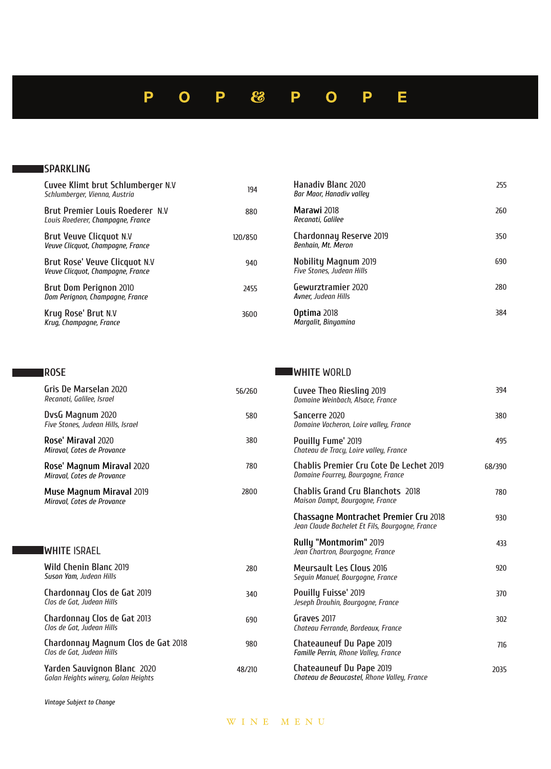# P O P & P O P E

## SPARKLING

| Wine | Price |
|---|---|
| **Cuvee Klimt brut Schlumberger** N.V<br>*Schlumberger, Vienna, Austria* | 194 |
| **Brut Premier Louis Roederer** N.V<br>*Louis Roederer, Champagne, France* | 880 |
| **Brut Veuve Clicquot** N.V<br>*Veuve Clicquot, Champagne, France* | 120/850 |
| **Brut Rose' Veuve Clicquot** N.V<br>*Veuve Clicquot, Champagne, France* | 940 |
| **Brut Dom Perignon** 2010<br>*Dom Perignon, Champagne, France* | 2455 |
| **Krug Rose' Brut** N.V<br>*Krug, Champagne, France* | 3600 |

## ROSE

| Wine | Price |
|---|---|
| **Gris De Marselan** 2020<br>*Recanati, Galilee, Israel* | 56/260 |
| **DvsG Magnum** 2020<br>*Five Stones, Judean Hills, Israel* | 580 |
| **Rose' Miraval** 2020<br>*Miraval, Cotes de Provence* | 380 |
| **Rose' Magnum Miraval** 2020<br>*Miraval, Cotes de Provence* | 780 |
| **Muse Magnum Miraval** 2019<br>*Miraval, Cotes de Provence* | 2800 |

## WHITE ISRAEL

| Wine | Price |
|---|---|
| **Wild Chenin Blanc** 2019<br>*Suson Yam, Judean Hills* | 280 |
| **Chardonnay Clos de Gat** 2019<br>*Clos de Gat, Judean Hills* | 340 |
| **Chardonnay Clos de Gat** 2013<br>*Clos de Gat, Judean Hills* | 690 |
| **Chardonnay Magnum Clos de Gat** 2018<br>*Clos de Gat, Judean Hills* | 980 |
| **Yarden Sauvignon Blanc** 2020<br>*Golan Heights winery, Golan Heights* | 48/210 |
| **Hanadiv Blanc** 2020<br>*Bar Maor, Hanadiv valley* | 255 |
| **Marawi** 2018<br>*Recanati, Galilee* | 260 |
| **Chardonnay Reserve** 2019<br>*Benhain, Mt. Meron* | 350 |
| **Nobility Magnum** 2019<br>*Five Stones, Judean Hills* | 690 |
| **Gewurztramier** 2020<br>*Avner, Judean Hills* | 280 |
| **Optima** 2018<br>*Margalit, Binyamina* | 384 |

## WHITE WORLD

| Wine | Price |
|---|---|
| **Cuvee Theo Riesling** 2019<br>*Domaine Weinbach, Alsace, France* | 394 |
| **Sancerre** 2020<br>*Domaine Vacheron, Loire valley, France* | 380 |
| **Pouilly Fume'** 2019<br>*Chateau de Tracy, Loire valley, France* | 495 |
| **Chablis Premier Cru Cote De Lechet** 2019<br>*Domaine Fourrey, Bourgogne, France* | 68/390 |
| **Chablis Grand Cru Blanchots** 2018<br>*Maison Dampt, Bourgogne, France* | 780 |
| **Chassagne Montrachet Premier Cru** 2018<br>*Jean Claude Bachelet Et Fils, Bourgogne, France* | 930 |
| **Rully "Montmorim"** 2019<br>*Jean Chartron, Bourgogne, France* | 433 |
| **Meursault Les Clous** 2016<br>*Seguin Manuel, Bourgogne, France* | 920 |
| **Pouilly Fuisse'** 2019<br>*Jeseph Drouhin, Bourgogne, France* | 370 |
| **Graves** 2017<br>*Chateau Ferrande, Bordeaux, France* | 302 |
| **Chateauneuf Du Pape** 2019<br>*Famille Perrin, Rhone Valley, France* | 716 |
| **Chateauneuf Du Pape** 2019<br>*Chateau de Beaucastel, Rhone Valley, France* | 2035 |

*Vintage Subject to Change*

WINE MENU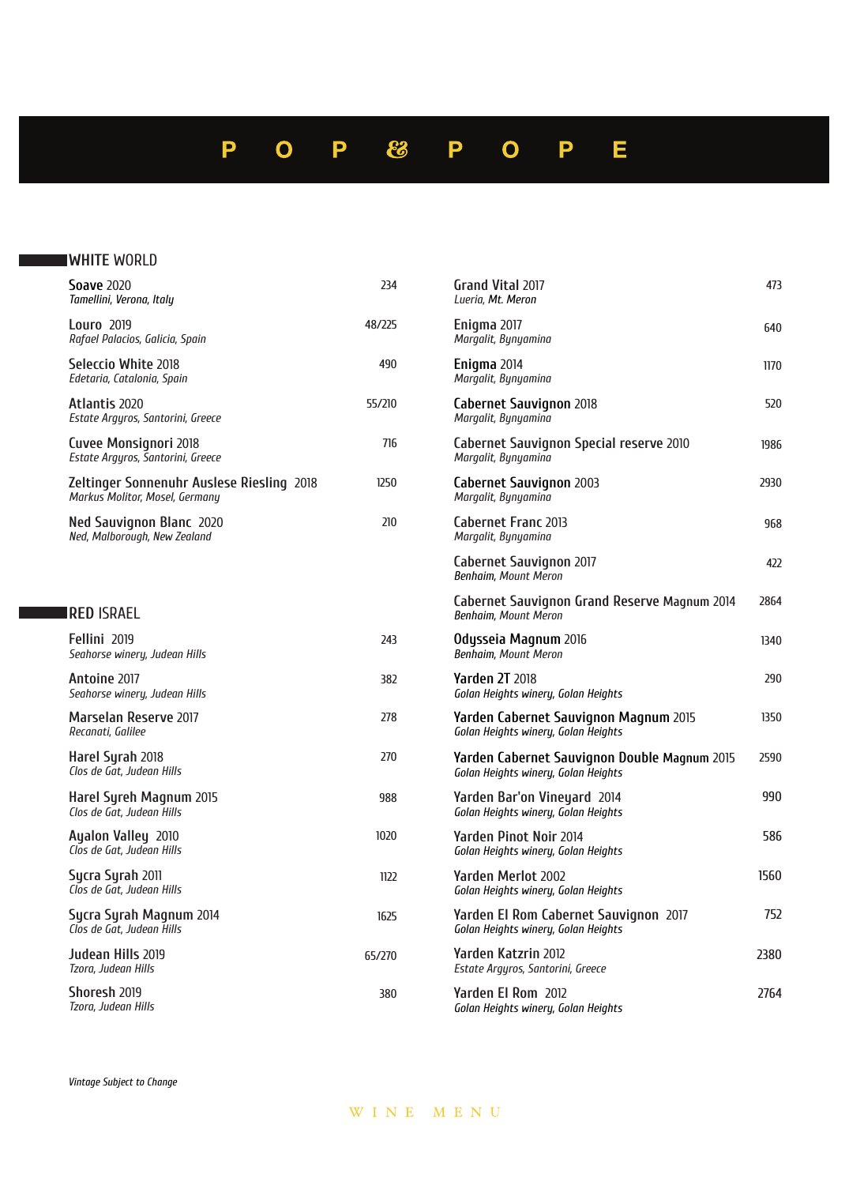# P O P & P O P E

## WHITE WORLD

**Soave** 2020 — 234
*Tamellini, Verona, Italy*

**Louro** 2019 — 48/225
*Rafael Palacios, Galicia, Spain*

**Seleccio White** 2018 — 490
*Edetaria, Catalonia, Spain*

**Atlantis** 2020 — 55/210
*Estate Argyros, Santorini, Greece*

**Cuvee Monsignori** 2018 — 716
*Estate Argyros, Santorini, Greece*

**Zeltinger Sonnenuhr Auslese Riesling** 2018 — 1250
*Markus Molitor, Mosel, Germany*

**Ned Sauvignon Blanc** 2020 — 210
*Ned, Malborough, New Zealand*

## RED ISRAEL

**Fellini** 2019 — 243
*Seahorse winery, Judean Hills*

**Antoine** 2017 — 382
*Seahorse winery, Judean Hills*

**Marselan Reserve** 2017 — 278
*Recanati, Galilee*

**Harel Syrah** 2018 — 270
*Clos de Gat, Judean Hills*

**Harel Syreh Magnum** 2015 — 988
*Clos de Gat, Judean Hills*

**Ayalon Valley** 2010 — 1020
*Clos de Gat, Judean Hills*

**Sycra Syrah** 2011 — 1122
*Clos de Gat, Judean Hills*

**Sycra Syrah Magnum** 2014 — 1625
*Clos de Gat, Judean Hills*

**Judean Hills** 2019 — 65/270
*Tzora, Judean Hills*

**Shoresh** 2019 — 380
*Tzora, Judean Hills*

**Grand Vital** 2017 — 473
*Lueria, Mt. Meron*

**Enigma** 2017 — 640
*Margalit, Bynyamina*

**Enigma** 2014 — 1170
*Margalit, Bynyamina*

**Cabernet Sauvignon** 2018 — 520
*Margalit, Bynyamina*

**Cabernet Sauvignon Special reserve** 2010 — 1986
*Margalit, Bynyamina*

**Cabernet Sauvignon** 2003 — 2930
*Margalit, Bynyamina*

**Cabernet Franc** 2013 — 968
*Margalit, Bynyamina*

**Cabernet Sauvignon** 2017 — 422
*Benhaim, Mount Meron*

**Cabernet Sauvignon Grand Reserve Magnum** 2014 — 2864
*Benhaim, Mount Meron*

**Odysseia Magnum** 2016 — 1340
*Benhaim, Mount Meron*

**Yarden 2T** 2018 — 290
*Golan Heights winery, Golan Heights*

**Yarden Cabernet Sauvignon Magnum** 2015 — 1350
*Golan Heights winery, Golan Heights*

**Yarden Cabernet Sauvignon Double Magnum** 2015 — 2590
*Golan Heights winery, Golan Heights*

**Yarden Bar'on Vineyard** 2014 — 990
*Golan Heights winery, Golan Heights*

**Yarden Pinot Noir** 2014 — 586
*Golan Heights winery, Golan Heights*

**Yarden Merlot** 2002 — 1560
*Golan Heights winery, Golan Heights*

**Yarden El Rom Cabernet Sauvignon** 2017 — 752
*Golan Heights winery, Golan Heights*

**Yarden Katzrin** 2012 — 2380
*Estate Argyros, Santorini, Greece*

**Yarden El Rom** 2012 — 2764
*Golan Heights winery, Golan Heights*

*Vintage Subject to Change*

WINE MENU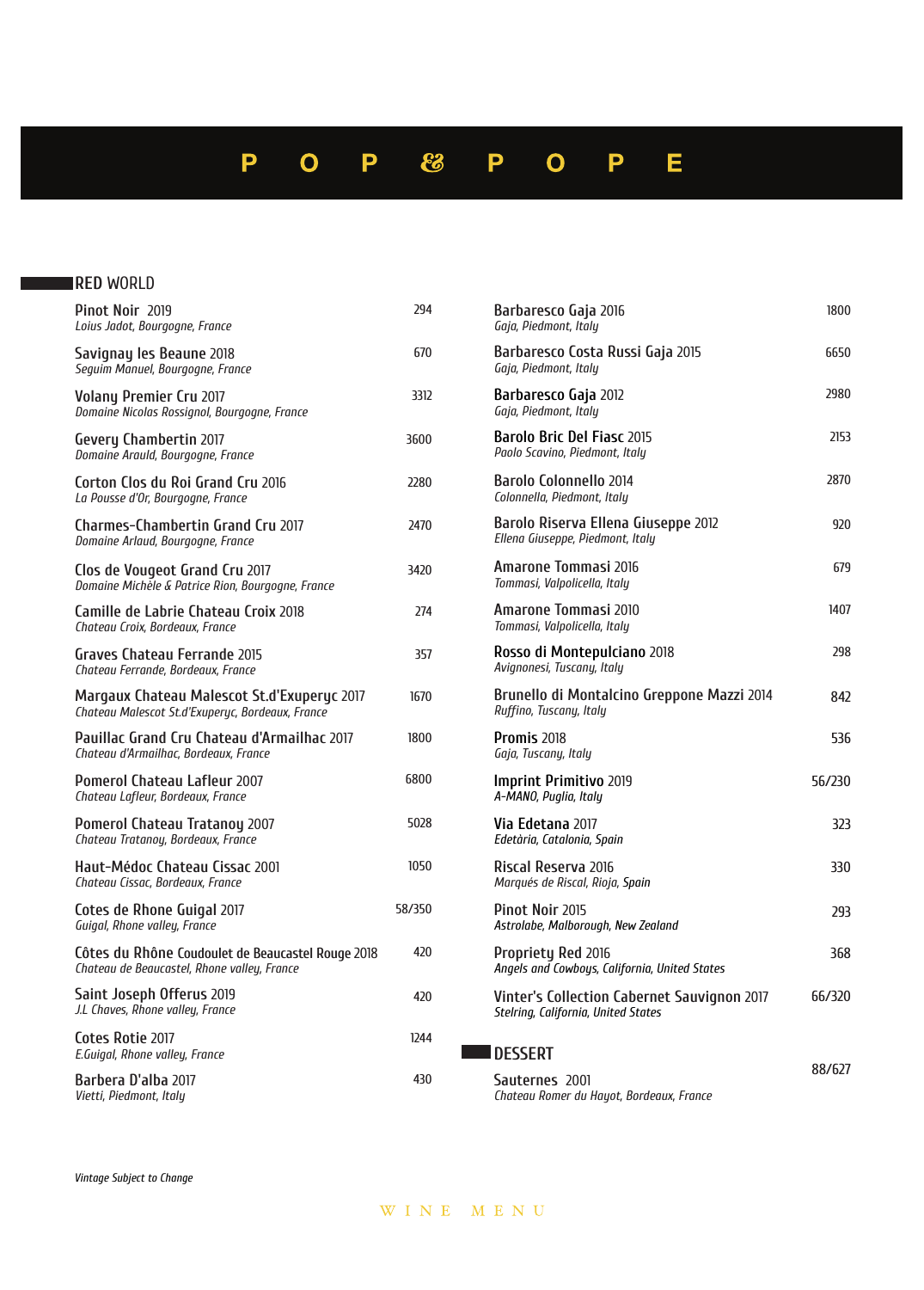# POP & POPE

## RED WORLD

**Pinot Noir** 2019 — 294
*Loius Jadot, Bourgogne, France*

**Savignay les Beaune** 2018 — 670
*Seguim Manuel, Bourgogne, France*

**Volany Premier Cru** 2017 — 3312
*Domaine Nicolas Rossignol, Bourgogne, France*

**Gevery Chambertin** 2017 — 3600
*Domaine Arauld, Bourgogne, France*

**Corton Clos du Roi Grand Cru** 2016 — 2280
*La Pousse d'Or, Bourgogne, France*

**Charmes-Chambertin Grand Cru** 2017 — 2470
*Domaine Arlaud, Bourgogne, France*

**Clos de Vougeot Grand Cru** 2017 — 3420
*Domaine Michèle & Patrice Rion, Bourgogne, France*

**Camille de Labrie Chateau Croix** 2018 — 274
*Chateau Croix, Bordeaux, France*

**Graves Chateau Ferrande** 2015 — 357
*Chateau Ferrande, Bordeaux, France*

**Margaux Chateau Malescot St.d'Exuperyc** 2017 — 1670
*Chateau Malescot St.d'Exuperyc, Bordeaux, France*

**Pauillac Grand Cru Chateau d'Armailhac** 2017 — 1800
*Chateau d'Armailhac, Bordeaux, France*

**Pomerol Chateau Lafleur** 2007 — 6800
*Chateau Lafleur, Bordeaux, France*

**Pomerol Chateau Tratanoy** 2007 — 5028
*Chateau Tratanoy, Bordeaux, France*

**Haut-Médoc Chateau Cissac** 2001 — 1050
*Chateau Cissac, Bordeaux, France*

**Cotes de Rhone Guigal** 2017 — 58/350
*Guigal, Rhone valley, France*

**Côtes du Rhône Coudoulet de Beaucastel Rouge** 2018 — 420
*Chateau de Beaucastel, Rhone valley, France*

**Saint Joseph Offerus** 2019 — 420
*J.L Chaves, Rhone valley, France*

**Cotes Rotie** 2017 — 1244
*E.Guigal, Rhone valley, France*

**Barbera D'alba** 2017 — 430
*Vietti, Piedmont, Italy*

**Barbaresco Gaja** 2016 — 1800
*Gaja, Piedmont, Italy*

**Barbaresco Costa Russi Gaja** 2015 — 6650
*Gaja, Piedmont, Italy*

**Barbaresco Gaja** 2012 — 2980
*Gaja, Piedmont, Italy*

**Barolo Bric Del Fiasc** 2015 — 2153
*Paolo Scavino, Piedmont, Italy*

**Barolo Colonnello** 2014 — 2870
*Colonnella, Piedmont, Italy*

**Barolo Riserva Ellena Giuseppe** 2012 — 920
*Ellena Giuseppe, Piedmont, Italy*

**Amarone Tommasi** 2016 — 679
*Tommasi, Valpolicella, Italy*

**Amarone Tommasi** 2010 — 1407
*Tommasi, Valpolicella, Italy*

**Rosso di Montepulciano** 2018 — 298
*Avignonesi, Tuscany, Italy*

**Brunello di Montalcino Greppone Mazzi** 2014 — 842
*Ruffino, Tuscany, Italy*

**Promis** 2018 — 536
*Gaja, Tuscany, Italy*

**Imprint Primitivo** 2019 — 56/230
*A-MANO, Puglia, Italy*

**Via Edetana** 2017 — 323
*Edetària, Catalonia, Spain*

**Riscal Reserva** 2016 — 330
*Marqués de Riscal, Rioja, Spain*

**Pinot Noir** 2015 — 293
*Astrolabe, Malborough, New Zealand*

**Propriety Red** 2016 — 368
*Angels and Cowboys, California, United States*

**Vinter's Collection Cabernet Sauvignon** 2017 — 66/320
*Stelring, California, United States*

## DESSERT

**Sauternes** 2001 — 88/627
*Chateau Romer du Hayot, Bordeaux, France*

*Vintage Subject to Change*

WINE MENU